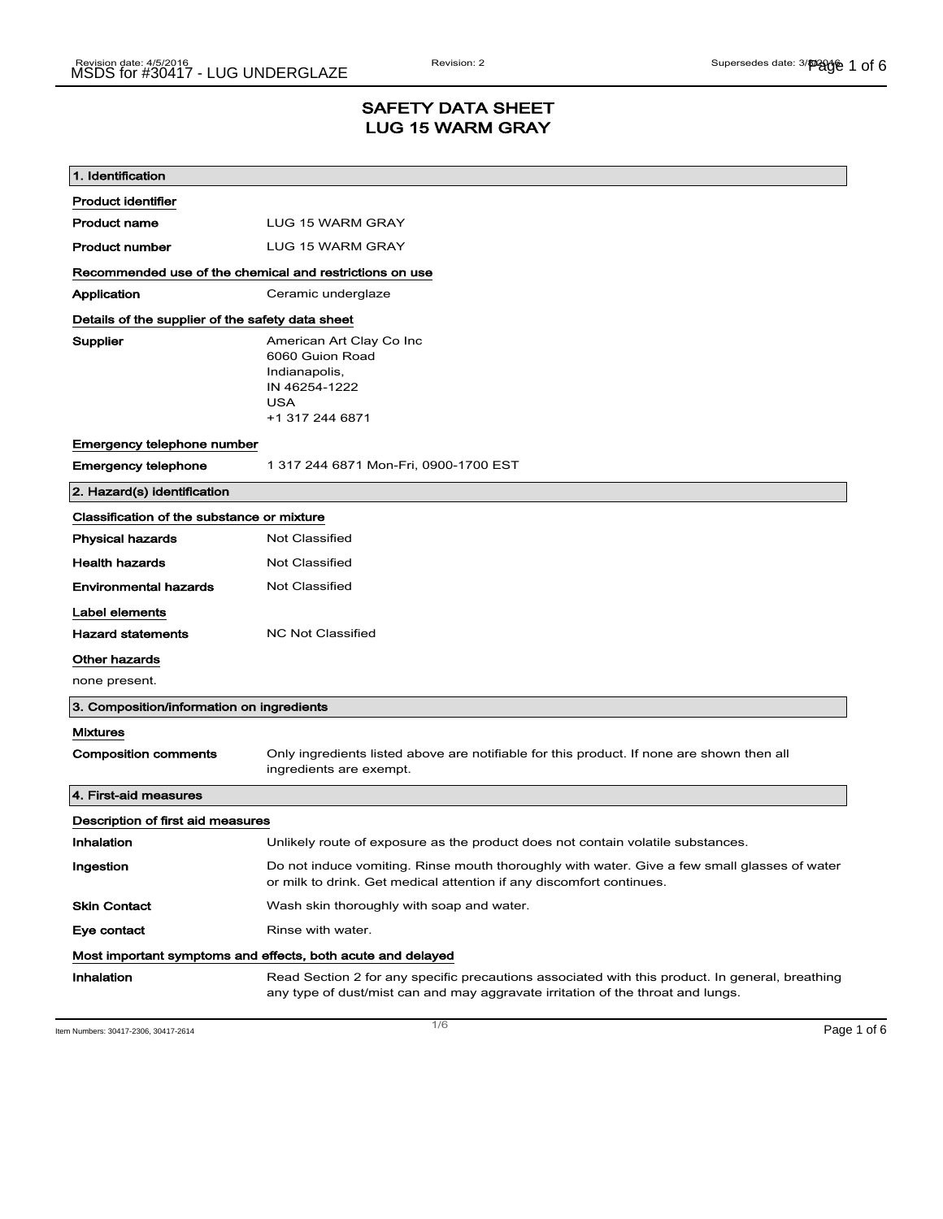# SAFETY DATA SHEET
# LUG 15 WARM GRAY

## 1. Identification

**Product identifier**

| | |
|---|---|
| **Product name** | LUG 15 WARM GRAY |
| **Product number** | LUG 15 WARM GRAY |

**Recommended use of the chemical and restrictions on use**

| | |
|---|---|
| **Application** | Ceramic underglaze |

**Details of the supplier of the safety data sheet**

**Supplier**
American Art Clay Co Inc
6060 Guion Road
Indianapolis,
IN 46254-1222
USA
+1 317 244 6871

**Emergency telephone number**

| | |
|---|---|
| **Emergency telephone** | 1 317 244 6871 Mon-Fri, 0900-1700 EST |

## 2. Hazard(s) identification

**Classification of the substance or mixture**

| | |
|---|---|
| **Physical hazards** | Not Classified |
| **Health hazards** | Not Classified |
| **Environmental hazards** | Not Classified |

**Label elements**

| | |
|---|---|
| **Hazard statements** | NC Not Classified |

**Other hazards**

none present.

## 3. Composition/information on ingredients

**Mixtures**

| | |
|---|---|
| **Composition comments** | Only ingredients listed above are notifiable for this product. If none are shown then all ingredients are exempt. |

## 4. First-aid measures

**Description of first aid measures**

| | |
|---|---|
| **Inhalation** | Unlikely route of exposure as the product does not contain volatile substances. |
| **Ingestion** | Do not induce vomiting. Rinse mouth thoroughly with water. Give a few small glasses of water or milk to drink. Get medical attention if any discomfort continues. |
| **Skin Contact** | Wash skin thoroughly with soap and water. |
| **Eye contact** | Rinse with water. |

**Most important symptoms and effects, both acute and delayed**

| | |
|---|---|
| **Inhalation** | Read Section 2 for any specific precautions associated with this product. In general, breathing any type of dust/mist can and may aggravate irritation of the throat and lungs. |

Item Numbers: 30417-2306, 30417-2614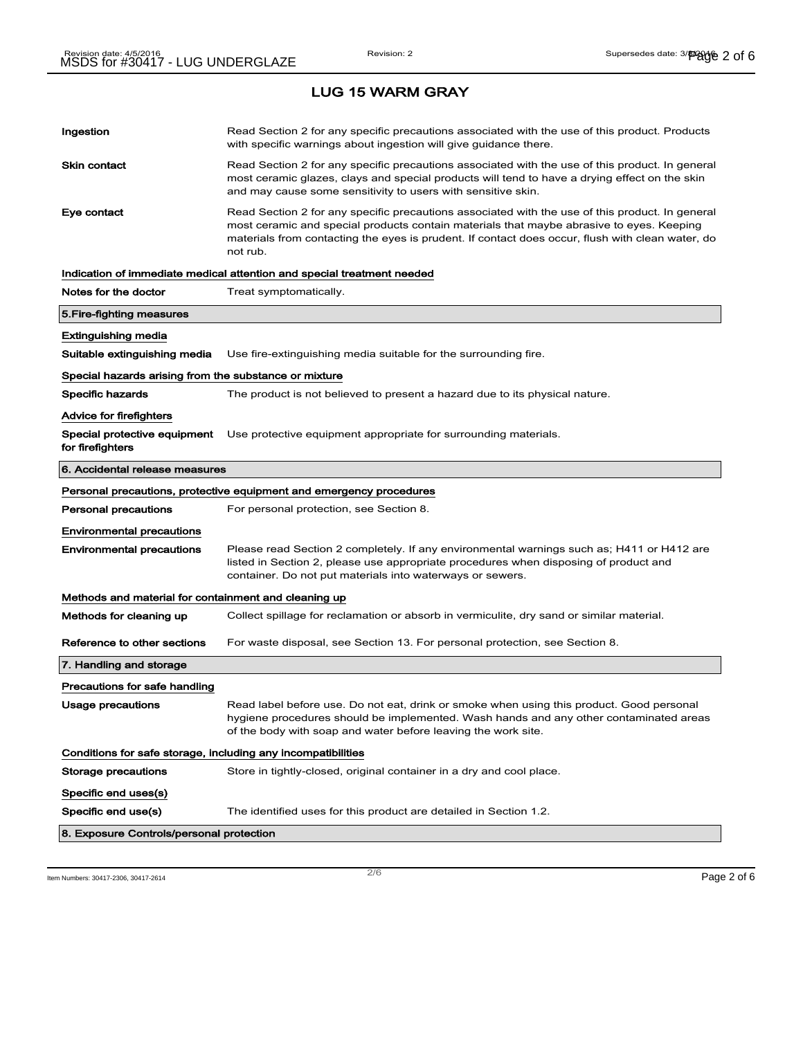## LUG 15 WARM GRAY

| | |
|---|---|
| **Ingestion** | Read Section 2 for any specific precautions associated with the use of this product. Products with specific warnings about ingestion will give guidance there. |
| **Skin contact** | Read Section 2 for any specific precautions associated with the use of this product. In general most ceramic glazes, clays and special products will tend to have a drying effect on the skin and may cause some sensitivity to users with sensitive skin. |
| **Eye contact** | Read Section 2 for any specific precautions associated with the use of this product. In general most ceramic and special products contain materials that maybe abrasive to eyes. Keeping materials from contacting the eyes is prudent. If contact does occur, flush with clean water, do not rub. |

### Indication of immediate medical attention and special treatment needed

| | |
|---|---|
| **Notes for the doctor** | Treat symptomatically. |

## 5.Fire-fighting measures

### Extinguishing media

| | |
|---|---|
| **Suitable extinguishing media** | Use fire-extinguishing media suitable for the surrounding fire. |

### Special hazards arising from the substance or mixture

| | |
|---|---|
| **Specific hazards** | The product is not believed to present a hazard due to its physical nature. |

### Advice for firefighters

| | |
|---|---|
| **Special protective equipment for firefighters** | Use protective equipment appropriate for surrounding materials. |

## 6. Accidental release measures

### Personal precautions, protective equipment and emergency procedures

| | |
|---|---|
| **Personal precautions** | For personal protection, see Section 8. |

### Environmental precautions

| | |
|---|---|
| **Environmental precautions** | Please read Section 2 completely. If any environmental warnings such as; H411 or H412 are listed in Section 2, please use appropriate procedures when disposing of product and container. Do not put materials into waterways or sewers. |

### Methods and material for containment and cleaning up

| | |
|---|---|
| **Methods for cleaning up** | Collect spillage for reclamation or absorb in vermiculite, dry sand or similar material. |
| **Reference to other sections** | For waste disposal, see Section 13. For personal protection, see Section 8. |

## 7. Handling and storage

### Precautions for safe handling

| | |
|---|---|
| **Usage precautions** | Read label before use. Do not eat, drink or smoke when using this product. Good personal hygiene procedures should be implemented. Wash hands and any other contaminated areas of the body with soap and water before leaving the work site. |

### Conditions for safe storage, including any incompatibilities

| | |
|---|---|
| **Storage precautions** | Store in tightly-closed, original container in a dry and cool place. |

### Specific end uses(s)

| | |
|---|---|
| **Specific end use(s)** | The identified uses for this product are detailed in Section 1.2. |

## 8. Exposure Controls/personal protection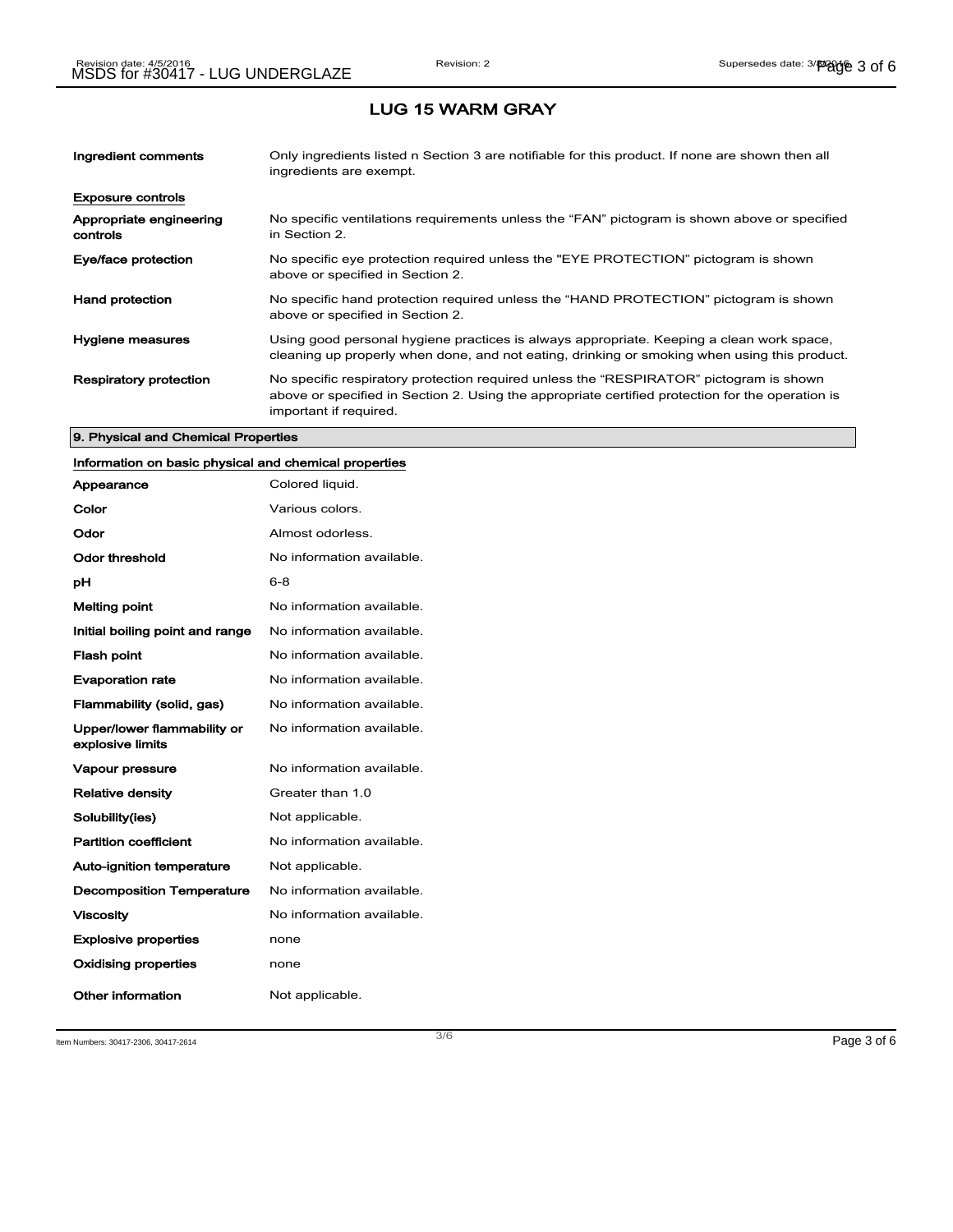## LUG 15 WARM GRAY

| | |
|---|---|
| **Ingredient comments** | Only ingredients listed n Section 3 are notifiable for this product. If none are shown then all ingredients are exempt. |

**Exposure controls**

| | |
|---|---|
| **Appropriate engineering controls** | No specific ventilations requirements unless the "FAN" pictogram is shown above or specified in Section 2. |
| **Eye/face protection** | No specific eye protection required unless the "EYE PROTECTION" pictogram is shown above or specified in Section 2. |
| **Hand protection** | No specific hand protection required unless the "HAND PROTECTION" pictogram is shown above or specified in Section 2. |
| **Hygiene measures** | Using good personal hygiene practices is always appropriate. Keeping a clean work space, cleaning up properly when done, and not eating, drinking or smoking when using this product. |
| **Respiratory protection** | No specific respiratory protection required unless the "RESPIRATOR" pictogram is shown above or specified in Section 2. Using the appropriate certified protection for the operation is important if required. |

### 9. Physical and Chemical Properties

**Information on basic physical and chemical properties**

| | |
|---|---|
| **Appearance** | Colored liquid. |
| **Color** | Various colors. |
| **Odor** | Almost odorless. |
| **Odor threshold** | No information available. |
| **pH** | 6-8 |
| **Melting point** | No information available. |
| **Initial boiling point and range** | No information available. |
| **Flash point** | No information available. |
| **Evaporation rate** | No information available. |
| **Flammability (solid, gas)** | No information available. |
| **Upper/lower flammability or explosive limits** | No information available. |
| **Vapour pressure** | No information available. |
| **Relative density** | Greater than 1.0 |
| **Solubility(ies)** | Not applicable. |
| **Partition coefficient** | No information available. |
| **Auto-ignition temperature** | Not applicable. |
| **Decomposition Temperature** | No information available. |
| **Viscosity** | No information available. |
| **Explosive properties** | none |
| **Oxidising properties** | none |
| **Other information** | Not applicable. |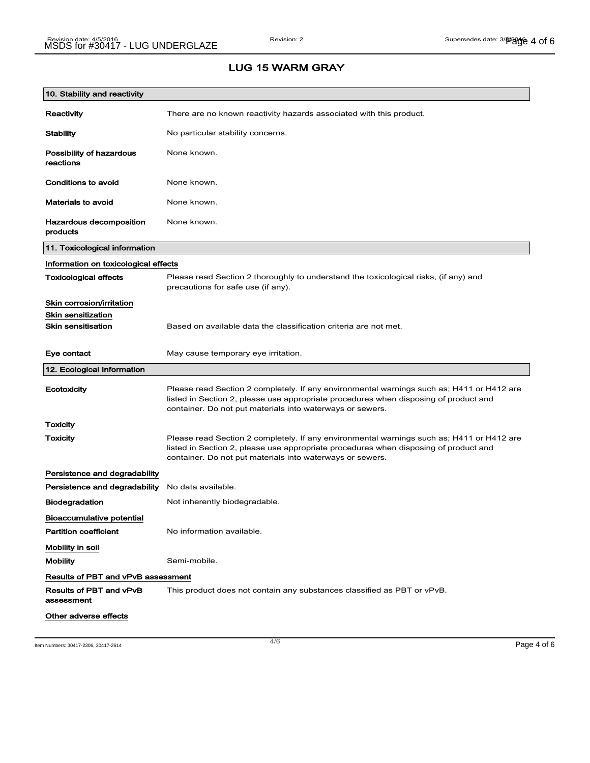# LUG 15 WARM GRAY

## 10. Stability and reactivity

| | |
|---|---|
| **Reactivity** | There are no known reactivity hazards associated with this product. |
| **Stability** | No particular stability concerns. |
| **Possibility of hazardous reactions** | None known. |
| **Conditions to avoid** | None known. |
| **Materials to avoid** | None known. |
| **Hazardous decomposition products** | None known. |

## 11. Toxicological information

**Information on toxicological effects**

**Toxicological effects** Please read Section 2 thoroughly to understand the toxicological risks, (if any) and precautions for safe use (if any).

**Skin corrosion/irritation**

**Skin sensitization**

**Skin sensitisation** Based on available data the classification criteria are not met.

**Eye contact** May cause temporary eye irritation.

## 12. Ecological Information

**Ecotoxicity** Please read Section 2 completely. If any environmental warnings such as; H411 or H412 are listed in Section 2, please use appropriate procedures when disposing of product and container. Do not put materials into waterways or sewers.

**Toxicity**

**Toxicity** Please read Section 2 completely. If any environmental warnings such as; H411 or H412 are listed in Section 2, please use appropriate procedures when disposing of product and container. Do not put materials into waterways or sewers.

**Persistence and degradability**

**Persistence and degradability** No data available.

**Biodegradation** Not inherently biodegradable.

**Bioaccumulative potential**

**Partition coefficient** No information available.

**Mobility in soil**

**Mobility** Semi-mobile.

**Results of PBT and vPvB assessment**

**Results of PBT and vPvB assessment** This product does not contain any substances classified as PBT or vPvB.

**Other adverse effects**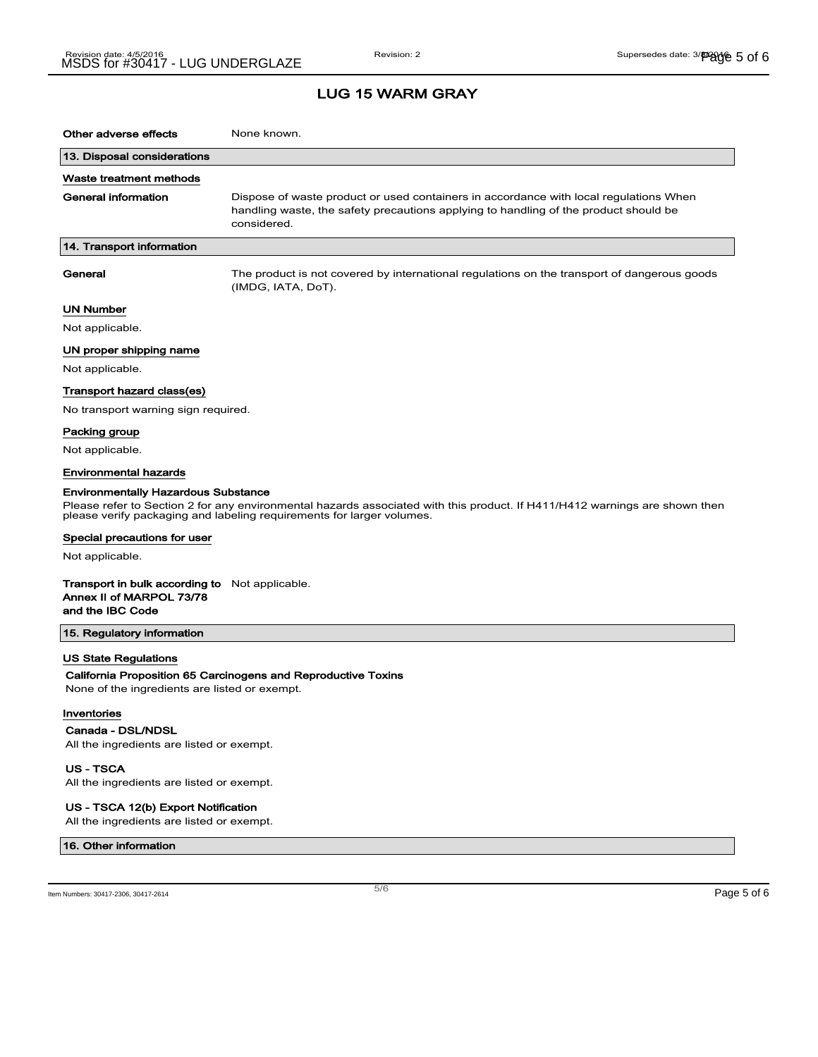## LUG 15 WARM GRAY

**Other adverse effects** None known.

### 13. Disposal considerations

**Waste treatment methods**

**General information** Dispose of waste product or used containers in accordance with local regulations When handling waste, the safety precautions applying to handling of the product should be considered.

### 14. Transport information

**General** The product is not covered by international regulations on the transport of dangerous goods (IMDG, IATA, DoT).

**UN Number**

Not applicable.

**UN proper shipping name**

Not applicable.

**Transport hazard class(es)**

No transport warning sign required.

**Packing group**

Not applicable.

**Environmental hazards**

**Environmentally Hazardous Substance**

Please refer to Section 2 for any environmental hazards associated with this product. If H411/H412 warnings are shown then please verify packaging and labeling requirements for larger volumes.

**Special precautions for user**

Not applicable.

**Transport in bulk according to Annex II of MARPOL 73/78 and the IBC Code** Not applicable.

### 15. Regulatory information

**US State Regulations**

**California Proposition 65 Carcinogens and Reproductive Toxins**

None of the ingredients are listed or exempt.

**Inventories**

**Canada - DSL/NDSL**

All the ingredients are listed or exempt.

**US - TSCA**

All the ingredients are listed or exempt.

**US - TSCA 12(b) Export Notification**

All the ingredients are listed or exempt.

### 16. Other information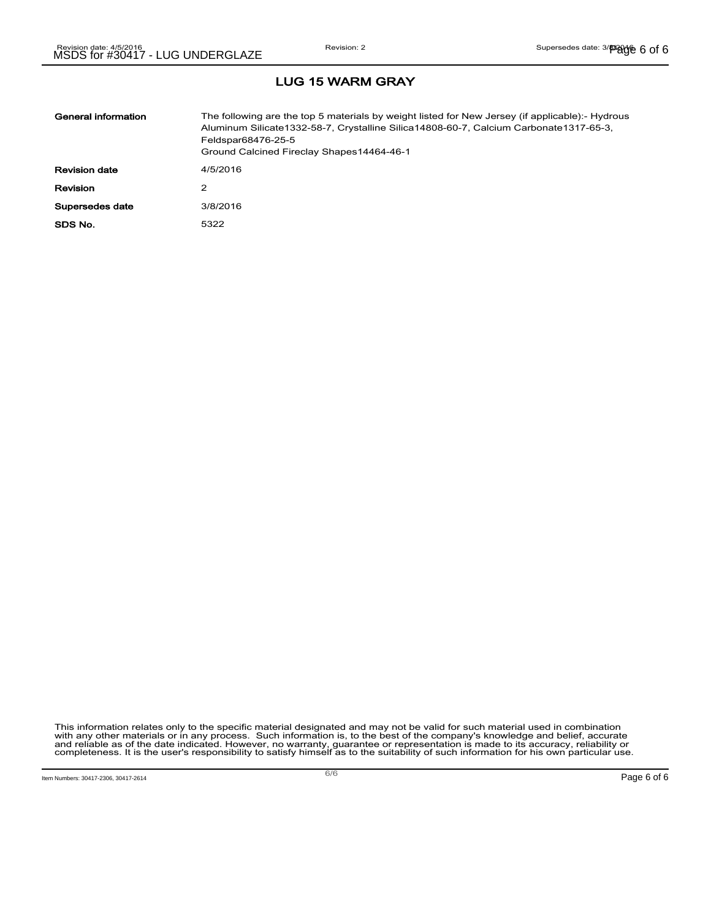## LUG 15 WARM GRAY

| | |
|---|---|
| **General information** | The following are the top 5 materials by weight listed for New Jersey (if applicable):- Hydrous Aluminum Silicate1332-58-7, Crystalline Silica14808-60-7, Calcium Carbonate1317-65-3, Feldspar68476-25-5<br>Ground Calcined Fireclay Shapes14464-46-1 |
| **Revision date** | 4/5/2016 |
| **Revision** | 2 |
| **Supersedes date** | 3/8/2016 |
| **SDS No.** | 5322 |

This information relates only to the specific material designated and may not be valid for such material used in combination with any other materials or in any process. Such information is, to the best of the company's knowledge and belief, accurate and reliable as of the date indicated. However, no warranty, guarantee or representation is made to its accuracy, reliability or completeness. It is the user's responsibility to satisfy himself as to the suitability of such information for his own particular use.

Item Numbers: 30417-2306, 30417-2614